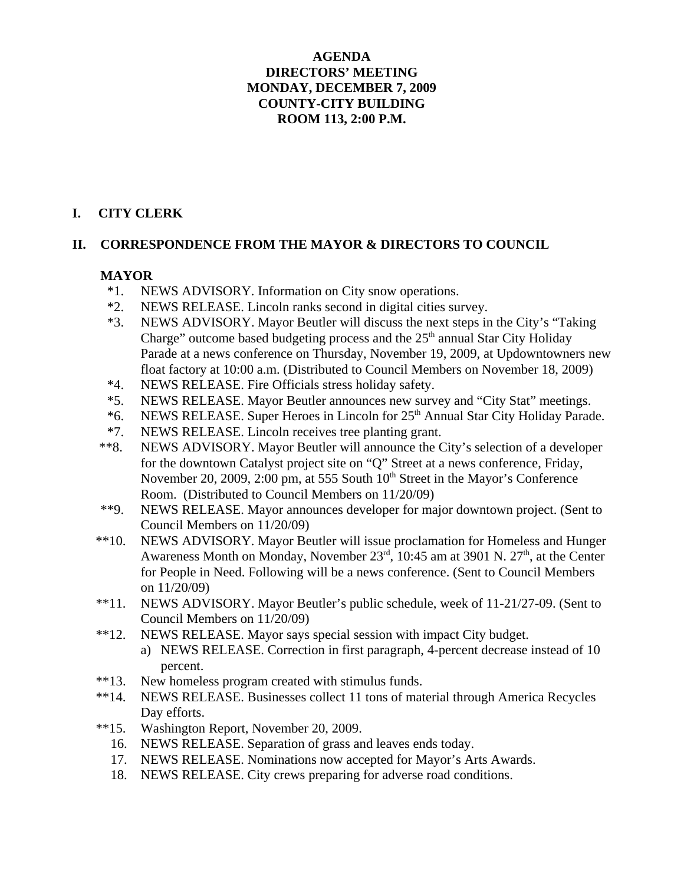**AGENDA**
**DIRECTORS' MEETING**
**MONDAY, DECEMBER 7, 2009**
**COUNTY-CITY BUILDING**
**ROOM 113, 2:00 P.M.**

## I. CITY CLERK

## II. CORRESPONDENCE FROM THE MAYOR & DIRECTORS TO COUNCIL

### MAYOR

*1. NEWS ADVISORY. Information on City snow operations.

*2. NEWS RELEASE. Lincoln ranks second in digital cities survey.

*3. NEWS ADVISORY. Mayor Beutler will discuss the next steps in the City's "Taking Charge" outcome based budgeting process and the 25th annual Star City Holiday Parade at a news conference on Thursday, November 19, 2009, at Updowntowners new float factory at 10:00 a.m. (Distributed to Council Members on November 18, 2009)

*4. NEWS RELEASE. Fire Officials stress holiday safety.

*5. NEWS RELEASE. Mayor Beutler announces new survey and "City Stat" meetings.

*6. NEWS RELEASE. Super Heroes in Lincoln for 25th Annual Star City Holiday Parade.

*7. NEWS RELEASE. Lincoln receives tree planting grant.

**8. NEWS ADVISORY. Mayor Beutler will announce the City's selection of a developer for the downtown Catalyst project site on "Q" Street at a news conference, Friday, November 20, 2009, 2:00 pm, at 555 South 10th Street in the Mayor's Conference Room. (Distributed to Council Members on 11/20/09)

**9. NEWS RELEASE. Mayor announces developer for major downtown project. (Sent to Council Members on 11/20/09)

**10. NEWS ADVISORY. Mayor Beutler will issue proclamation for Homeless and Hunger Awareness Month on Monday, November 23rd, 10:45 am at 3901 N. 27th, at the Center for People in Need. Following will be a news conference. (Sent to Council Members on 11/20/09)

**11. NEWS ADVISORY. Mayor Beutler's public schedule, week of 11-21/27-09. (Sent to Council Members on 11/20/09)

**12. NEWS RELEASE. Mayor says special session with impact City budget.
   a) NEWS RELEASE. Correction in first paragraph, 4-percent decrease instead of 10 percent.

**13. New homeless program created with stimulus funds.

**14. NEWS RELEASE. Businesses collect 11 tons of material through America Recycles Day efforts.

**15. Washington Report, November 20, 2009.

16. NEWS RELEASE. Separation of grass and leaves ends today.

17. NEWS RELEASE. Nominations now accepted for Mayor's Arts Awards.

18. NEWS RELEASE. City crews preparing for adverse road conditions.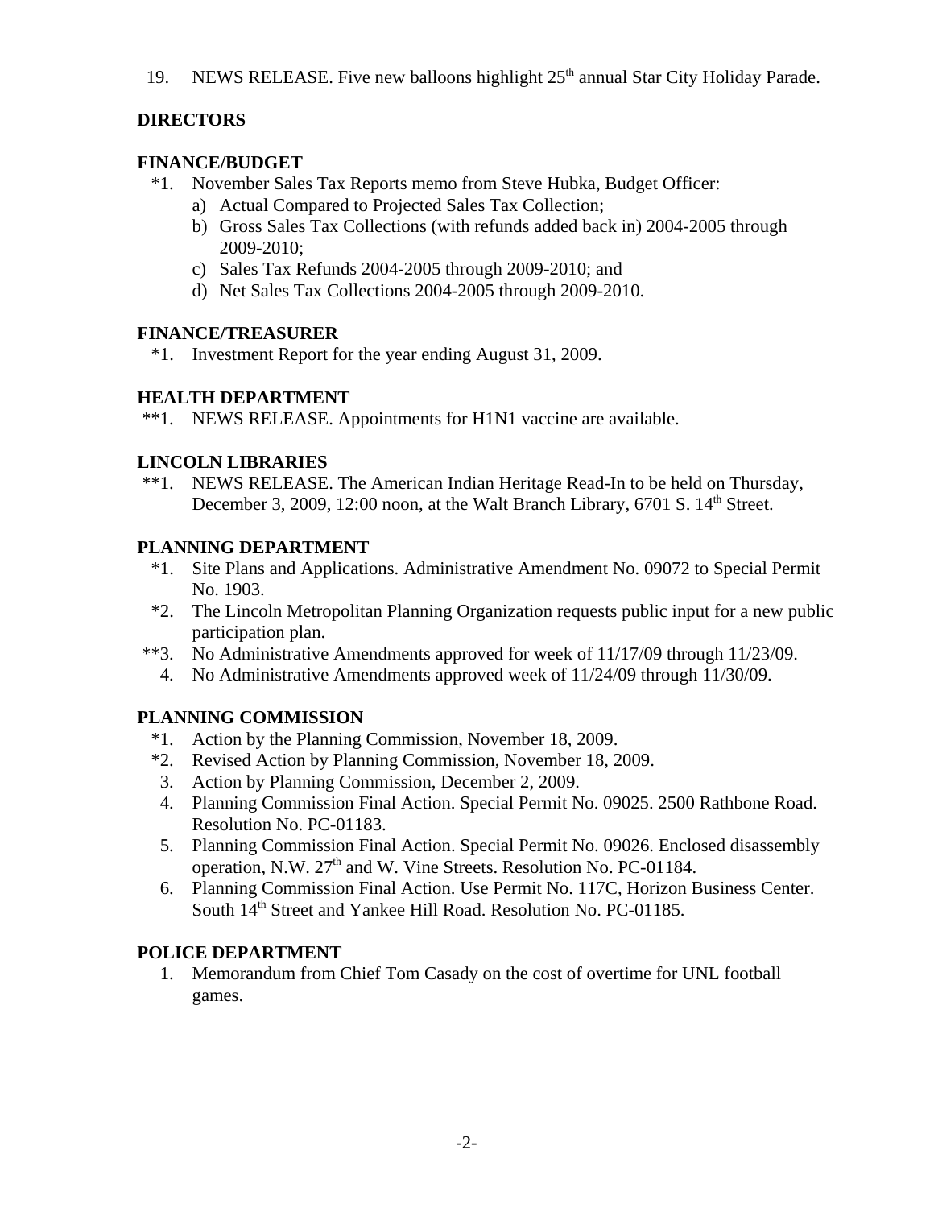19. NEWS RELEASE. Five new balloons highlight 25th annual Star City Holiday Parade.

## DIRECTORS

### FINANCE/BUDGET

*1. November Sales Tax Reports memo from Steve Hubka, Budget Officer:
   a) Actual Compared to Projected Sales Tax Collection;
   b) Gross Sales Tax Collections (with refunds added back in) 2004-2005 through 2009-2010;
   c) Sales Tax Refunds 2004-2005 through 2009-2010; and
   d) Net Sales Tax Collections 2004-2005 through 2009-2010.

### FINANCE/TREASURER

*1. Investment Report for the year ending August 31, 2009.

### HEALTH DEPARTMENT

**1. NEWS RELEASE. Appointments for H1N1 vaccine are available.

### LINCOLN LIBRARIES

**1. NEWS RELEASE. The American Indian Heritage Read-In to be held on Thursday, December 3, 2009, 12:00 noon, at the Walt Branch Library, 6701 S. 14th Street.

### PLANNING DEPARTMENT

*1. Site Plans and Applications. Administrative Amendment No. 09072 to Special Permit No. 1903.
*2. The Lincoln Metropolitan Planning Organization requests public input for a new public participation plan.
**3. No Administrative Amendments approved for week of 11/17/09 through 11/23/09.
4. No Administrative Amendments approved week of 11/24/09 through 11/30/09.

### PLANNING COMMISSION

*1. Action by the Planning Commission, November 18, 2009.
*2. Revised Action by Planning Commission, November 18, 2009.
3. Action by Planning Commission, December 2, 2009.
4. Planning Commission Final Action. Special Permit No. 09025. 2500 Rathbone Road. Resolution No. PC-01183.
5. Planning Commission Final Action. Special Permit No. 09026. Enclosed disassembly operation, N.W. 27th and W. Vine Streets. Resolution No. PC-01184.
6. Planning Commission Final Action. Use Permit No. 117C, Horizon Business Center. South 14th Street and Yankee Hill Road. Resolution No. PC-01185.

### POLICE DEPARTMENT

1. Memorandum from Chief Tom Casady on the cost of overtime for UNL football games.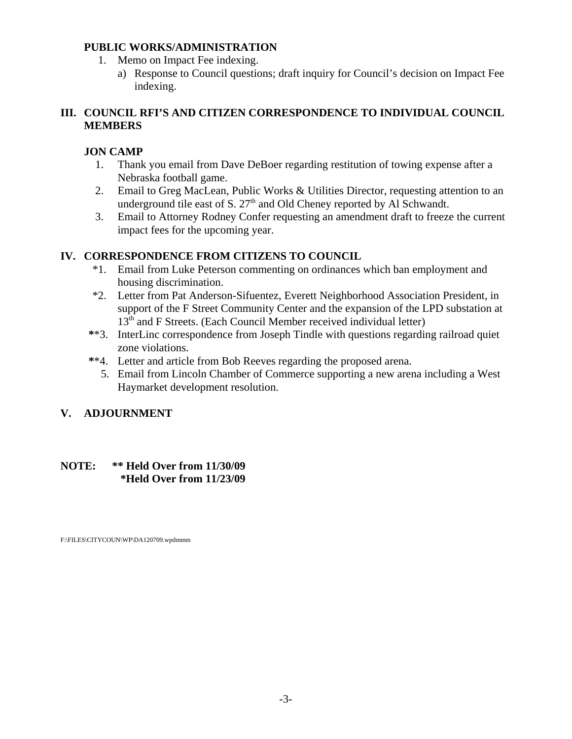**PUBLIC WORKS/ADMINISTRATION**

1. Memo on Impact Fee indexing.
   a) Response to Council questions; draft inquiry for Council's decision on Impact Fee indexing.

## III. COUNCIL RFI'S AND CITIZEN CORRESPONDENCE TO INDIVIDUAL COUNCIL MEMBERS

**JON CAMP**

1. Thank you email from Dave DeBoer regarding restitution of towing expense after a Nebraska football game.
2. Email to Greg MacLean, Public Works & Utilities Director, requesting attention to an underground tile east of S. 27th and Old Cheney reported by Al Schwandt.
3. Email to Attorney Rodney Confer requesting an amendment draft to freeze the current impact fees for the upcoming year.

## IV. CORRESPONDENCE FROM CITIZENS TO COUNCIL

*1. Email from Luke Peterson commenting on ordinances which ban employment and housing discrimination.

*2. Letter from Pat Anderson-Sifuentez, Everett Neighborhood Association President, in support of the F Street Community Center and the expansion of the LPD substation at 13th and F Streets. (Each Council Member received individual letter)

**3. InterLinc correspondence from Joseph Tindle with questions regarding railroad quiet zone violations.

**4. Letter and article from Bob Reeves regarding the proposed arena.

5. Email from Lincoln Chamber of Commerce supporting a new arena including a West Haymarket development resolution.

## V. ADJOURNMENT

**NOTE: ** Held Over from 11/30/09**
**\*Held Over from 11/23/09**

F:\FILES\CITYCOUN\WP\DA120709.wpdmmm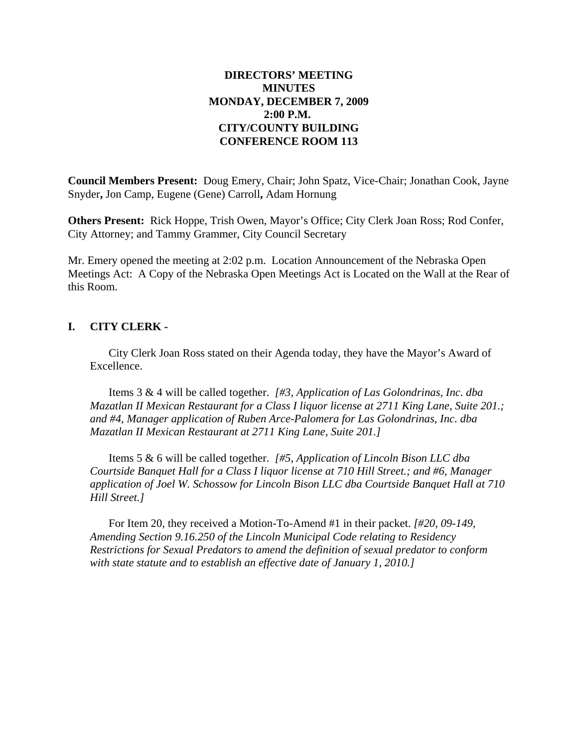**DIRECTORS' MEETING
MINUTES
MONDAY, DECEMBER 7, 2009
2:00 P.M.
CITY/COUNTY BUILDING
CONFERENCE ROOM 113**

**Council Members Present:** Doug Emery, Chair; John Spatz, Vice-Chair; Jonathan Cook, Jayne Snyder**,** Jon Camp, Eugene (Gene) Carroll**,** Adam Hornung

**Others Present:** Rick Hoppe, Trish Owen, Mayor's Office; City Clerk Joan Ross; Rod Confer, City Attorney; and Tammy Grammer, City Council Secretary

Mr. Emery opened the meeting at 2:02 p.m. Location Announcement of the Nebraska Open Meetings Act: A Copy of the Nebraska Open Meetings Act is Located on the Wall at the Rear of this Room.

## I. CITY CLERK -

City Clerk Joan Ross stated on their Agenda today, they have the Mayor's Award of Excellence.

Items 3 & 4 will be called together. *[#3, Application of Las Golondrinas, Inc. dba Mazatlan II Mexican Restaurant for a Class I liquor license at 2711 King Lane, Suite 201.; and #4, Manager application of Ruben Arce-Palomera for Las Golondrinas, Inc. dba Mazatlan II Mexican Restaurant at 2711 King Lane, Suite 201.]*

Items 5 & 6 will be called together. *[#5, Application of Lincoln Bison LLC dba Courtside Banquet Hall for a Class I liquor license at 710 Hill Street.; and #6, Manager application of Joel W. Schossow for Lincoln Bison LLC dba Courtside Banquet Hall at 710 Hill Street.]*

For Item 20, they received a Motion-To-Amend #1 in their packet. *[#20, 09-149, Amending Section 9.16.250 of the Lincoln Municipal Code relating to Residency Restrictions for Sexual Predators to amend the definition of sexual predator to conform with state statute and to establish an effective date of January 1, 2010.]*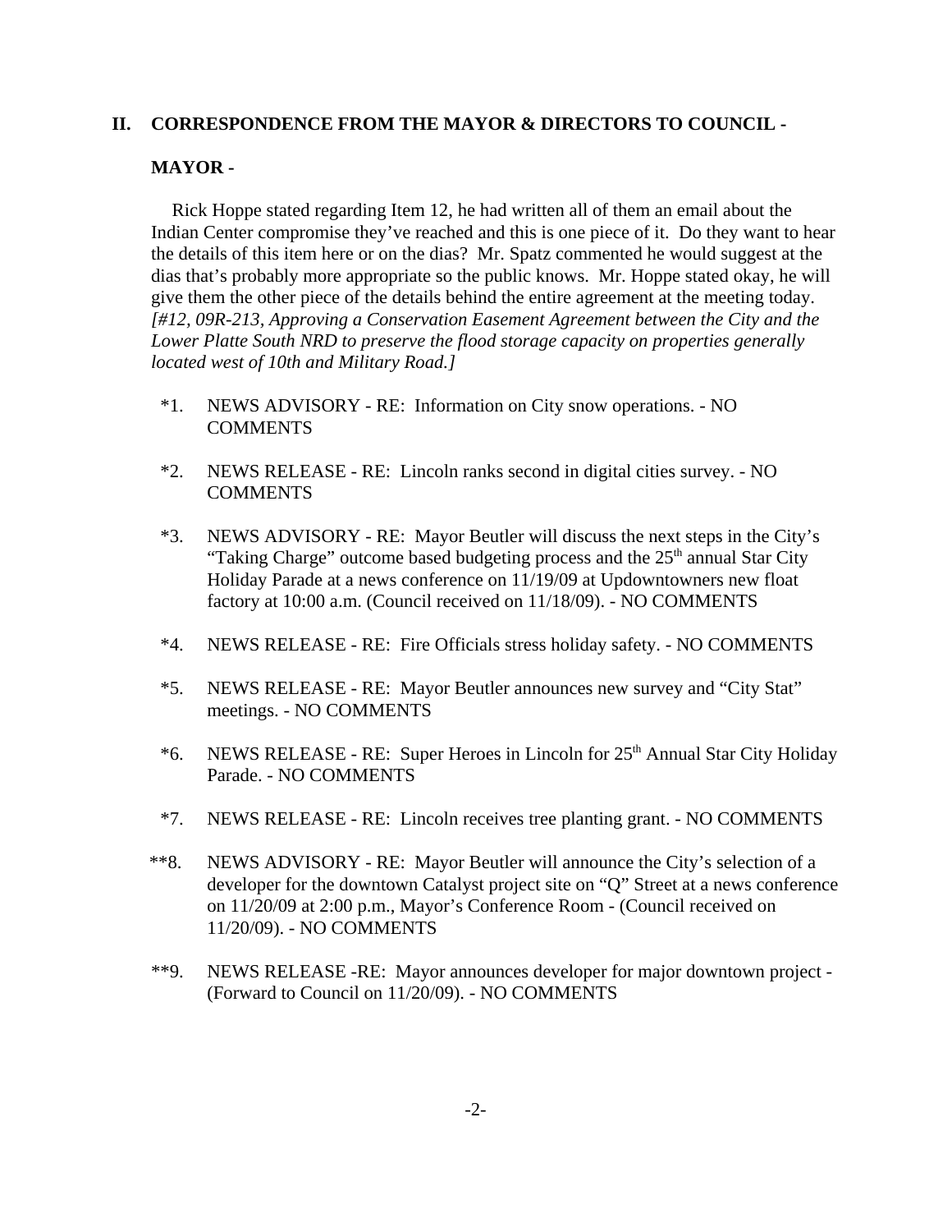## II. CORRESPONDENCE FROM THE MAYOR & DIRECTORS TO COUNCIL -

### MAYOR -

Rick Hoppe stated regarding Item 12, he had written all of them an email about the Indian Center compromise they've reached and this is one piece of it. Do they want to hear the details of this item here or on the dias? Mr. Spatz commented he would suggest at the dias that's probably more appropriate so the public knows. Mr. Hoppe stated okay, he will give them the other piece of the details behind the entire agreement at the meeting today. *[#12, 09R-213, Approving a Conservation Easement Agreement between the City and the Lower Platte South NRD to preserve the flood storage capacity on properties generally located west of 10th and Military Road.]*

*1. NEWS ADVISORY - RE: Information on City snow operations. - NO COMMENTS

*2. NEWS RELEASE - RE: Lincoln ranks second in digital cities survey. - NO COMMENTS

*3. NEWS ADVISORY - RE: Mayor Beutler will discuss the next steps in the City's "Taking Charge" outcome based budgeting process and the 25th annual Star City Holiday Parade at a news conference on 11/19/09 at Updowntowners new float factory at 10:00 a.m. (Council received on 11/18/09). - NO COMMENTS

*4. NEWS RELEASE - RE: Fire Officials stress holiday safety. - NO COMMENTS

*5. NEWS RELEASE - RE: Mayor Beutler announces new survey and "City Stat" meetings. - NO COMMENTS

*6. NEWS RELEASE - RE: Super Heroes in Lincoln for 25th Annual Star City Holiday Parade. - NO COMMENTS

*7. NEWS RELEASE - RE: Lincoln receives tree planting grant. - NO COMMENTS

**8. NEWS ADVISORY - RE: Mayor Beutler will announce the City's selection of a developer for the downtown Catalyst project site on "Q" Street at a news conference on 11/20/09 at 2:00 p.m., Mayor's Conference Room - (Council received on 11/20/09). - NO COMMENTS

**9. NEWS RELEASE -RE: Mayor announces developer for major downtown project - (Forward to Council on 11/20/09). - NO COMMENTS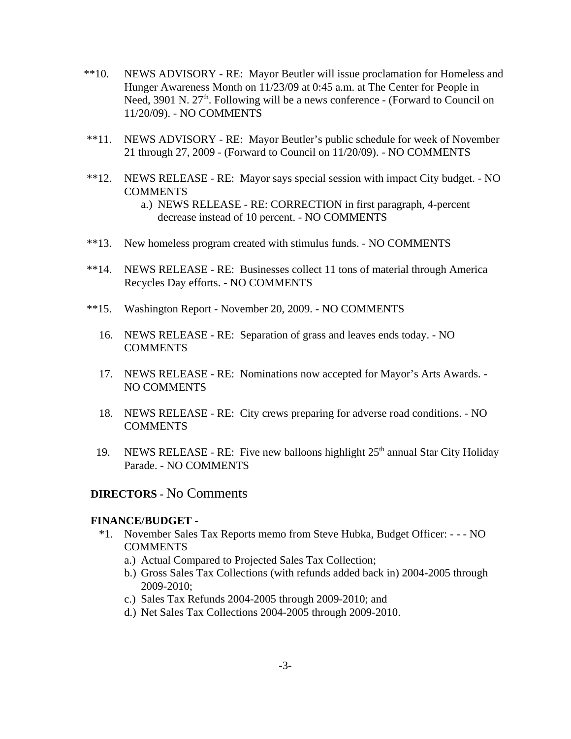**10. NEWS ADVISORY - RE: Mayor Beutler will issue proclamation for Homeless and Hunger Awareness Month on 11/23/09 at 0:45 a.m. at The Center for People in Need, 3901 N. 27th. Following will be a news conference - (Forward to Council on 11/20/09). - NO COMMENTS

**11. NEWS ADVISORY - RE: Mayor Beutler's public schedule for week of November 21 through 27, 2009 - (Forward to Council on 11/20/09). - NO COMMENTS

**12. NEWS RELEASE - RE: Mayor says special session with impact City budget. - NO COMMENTS
   a.) NEWS RELEASE - RE: CORRECTION in first paragraph, 4-percent decrease instead of 10 percent. - NO COMMENTS

**13. New homeless program created with stimulus funds. - NO COMMENTS

**14. NEWS RELEASE - RE: Businesses collect 11 tons of material through America Recycles Day efforts. - NO COMMENTS

**15. Washington Report - November 20, 2009. - NO COMMENTS

16. NEWS RELEASE - RE: Separation of grass and leaves ends today. - NO COMMENTS

17. NEWS RELEASE - RE: Nominations now accepted for Mayor's Arts Awards. - NO COMMENTS

18. NEWS RELEASE - RE: City crews preparing for adverse road conditions. - NO COMMENTS

19. NEWS RELEASE - RE: Five new balloons highlight 25th annual Star City Holiday Parade. - NO COMMENTS

**DIRECTORS** - No Comments

**FINANCE/BUDGET -**

*1. November Sales Tax Reports memo from Steve Hubka, Budget Officer: - - - NO COMMENTS
   a.) Actual Compared to Projected Sales Tax Collection;
   b.) Gross Sales Tax Collections (with refunds added back in) 2004-2005 through 2009-2010;
   c.) Sales Tax Refunds 2004-2005 through 2009-2010; and
   d.) Net Sales Tax Collections 2004-2005 through 2009-2010.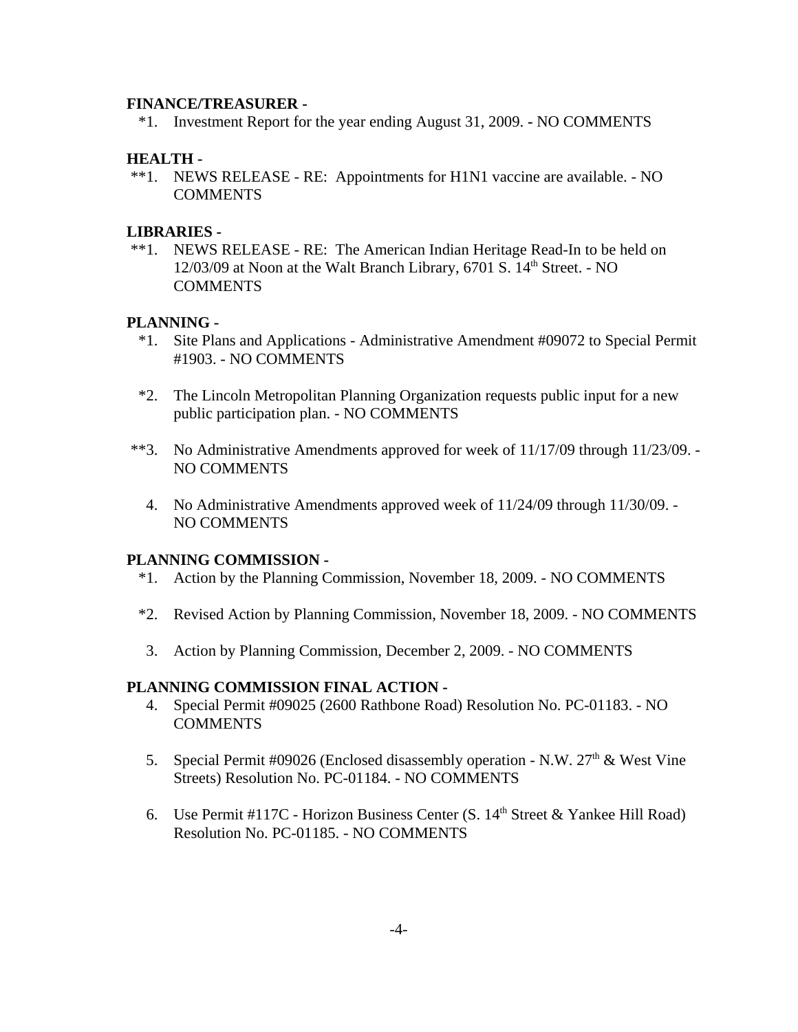**FINANCE/TREASURER -**

*1. Investment Report for the year ending August 31, 2009. - NO COMMENTS

**HEALTH -**

**1. NEWS RELEASE - RE: Appointments for H1N1 vaccine are available. - NO COMMENTS

**LIBRARIES -**

**1. NEWS RELEASE - RE: The American Indian Heritage Read-In to be held on 12/03/09 at Noon at the Walt Branch Library, 6701 S. 14th Street. - NO COMMENTS

**PLANNING -**

*1. Site Plans and Applications - Administrative Amendment #09072 to Special Permit #1903. - NO COMMENTS

*2. The Lincoln Metropolitan Planning Organization requests public input for a new public participation plan. - NO COMMENTS

**3. No Administrative Amendments approved for week of 11/17/09 through 11/23/09. - NO COMMENTS

4. No Administrative Amendments approved week of 11/24/09 through 11/30/09. - NO COMMENTS

**PLANNING COMMISSION -**

*1. Action by the Planning Commission, November 18, 2009. - NO COMMENTS

*2. Revised Action by Planning Commission, November 18, 2009. - NO COMMENTS

3. Action by Planning Commission, December 2, 2009. - NO COMMENTS

**PLANNING COMMISSION FINAL ACTION -**

4. Special Permit #09025 (2600 Rathbone Road) Resolution No. PC-01183. - NO COMMENTS

5. Special Permit #09026 (Enclosed disassembly operation - N.W. 27th & West Vine Streets) Resolution No. PC-01184. - NO COMMENTS

6. Use Permit #117C - Horizon Business Center (S. 14th Street & Yankee Hill Road) Resolution No. PC-01185. - NO COMMENTS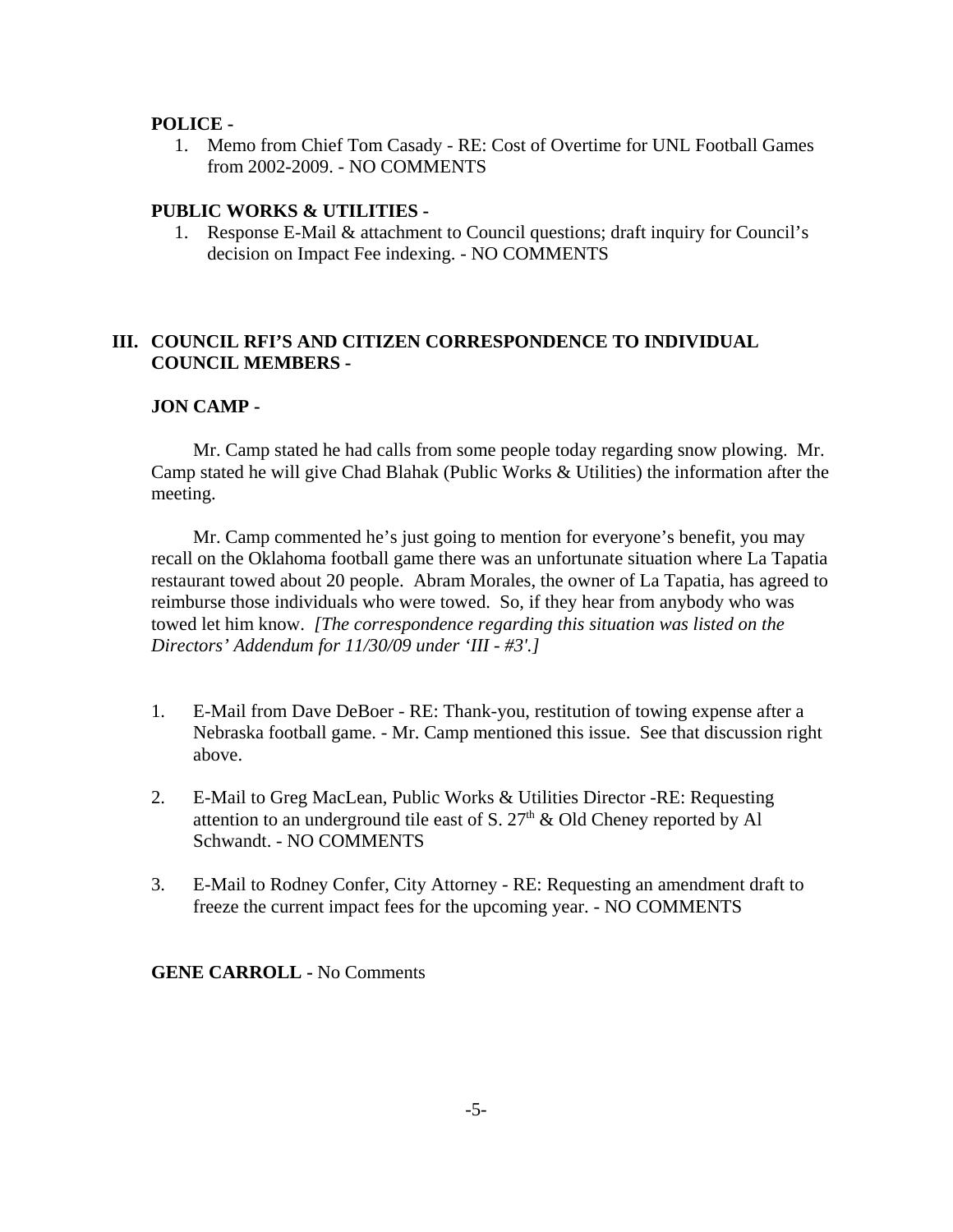**POLICE -**

1. Memo from Chief Tom Casady - RE: Cost of Overtime for UNL Football Games from 2002-2009. - NO COMMENTS

**PUBLIC WORKS & UTILITIES -**

1. Response E-Mail & attachment to Council questions; draft inquiry for Council's decision on Impact Fee indexing. - NO COMMENTS

## III. COUNCIL RFI'S AND CITIZEN CORRESPONDENCE TO INDIVIDUAL COUNCIL MEMBERS -

**JON CAMP -**

Mr. Camp stated he had calls from some people today regarding snow plowing. Mr. Camp stated he will give Chad Blahak (Public Works & Utilities) the information after the meeting.

Mr. Camp commented he's just going to mention for everyone's benefit, you may recall on the Oklahoma football game there was an unfortunate situation where La Tapatia restaurant towed about 20 people. Abram Morales, the owner of La Tapatia, has agreed to reimburse those individuals who were towed. So, if they hear from anybody who was towed let him know. *[The correspondence regarding this situation was listed on the Directors' Addendum for 11/30/09 under 'III - #3'.]*

1. E-Mail from Dave DeBoer - RE: Thank-you, restitution of towing expense after a Nebraska football game. - Mr. Camp mentioned this issue. See that discussion right above.

2. E-Mail to Greg MacLean, Public Works & Utilities Director -RE: Requesting attention to an underground tile east of S. 27th & Old Cheney reported by Al Schwandt. - NO COMMENTS

3. E-Mail to Rodney Confer, City Attorney - RE: Requesting an amendment draft to freeze the current impact fees for the upcoming year. - NO COMMENTS

**GENE CARROLL -** No Comments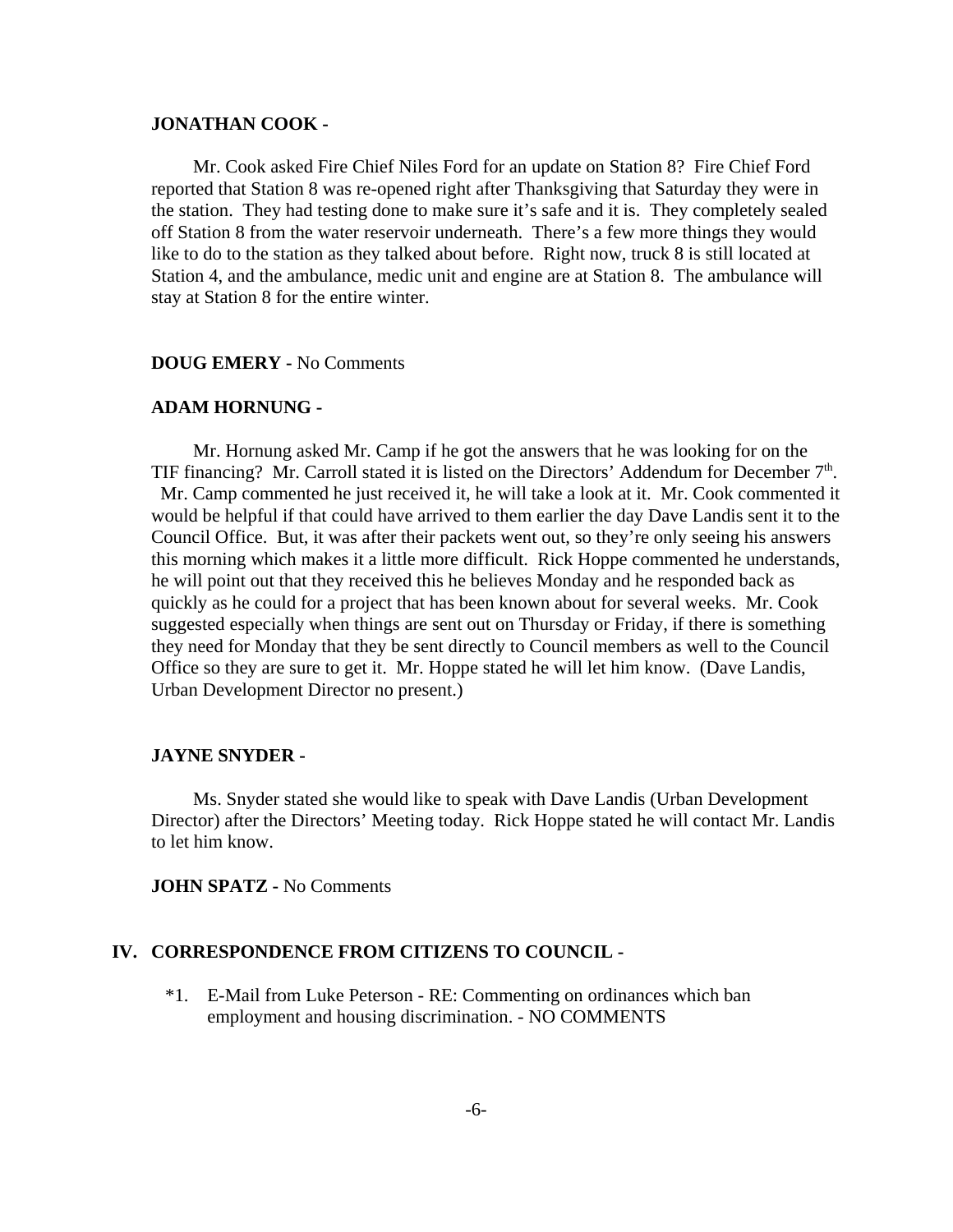**JONATHAN COOK -**

Mr. Cook asked Fire Chief Niles Ford for an update on Station 8? Fire Chief Ford reported that Station 8 was re-opened right after Thanksgiving that Saturday they were in the station. They had testing done to make sure it's safe and it is. They completely sealed off Station 8 from the water reservoir underneath. There's a few more things they would like to do to the station as they talked about before. Right now, truck 8 is still located at Station 4, and the ambulance, medic unit and engine are at Station 8. The ambulance will stay at Station 8 for the entire winter.

**DOUG EMERY -** No Comments

**ADAM HORNUNG -**

Mr. Hornung asked Mr. Camp if he got the answers that he was looking for on the TIF financing? Mr. Carroll stated it is listed on the Directors' Addendum for December 7th. Mr. Camp commented he just received it, he will take a look at it. Mr. Cook commented it would be helpful if that could have arrived to them earlier the day Dave Landis sent it to the Council Office. But, it was after their packets went out, so they're only seeing his answers this morning which makes it a little more difficult. Rick Hoppe commented he understands, he will point out that they received this he believes Monday and he responded back as quickly as he could for a project that has been known about for several weeks. Mr. Cook suggested especially when things are sent out on Thursday or Friday, if there is something they need for Monday that they be sent directly to Council members as well to the Council Office so they are sure to get it. Mr. Hoppe stated he will let him know. (Dave Landis, Urban Development Director no present.)

**JAYNE SNYDER -**

Ms. Snyder stated she would like to speak with Dave Landis (Urban Development Director) after the Directors' Meeting today. Rick Hoppe stated he will contact Mr. Landis to let him know.

**JOHN SPATZ -** No Comments

## IV. CORRESPONDENCE FROM CITIZENS TO COUNCIL -

*1. E-Mail from Luke Peterson - RE: Commenting on ordinances which ban employment and housing discrimination. - NO COMMENTS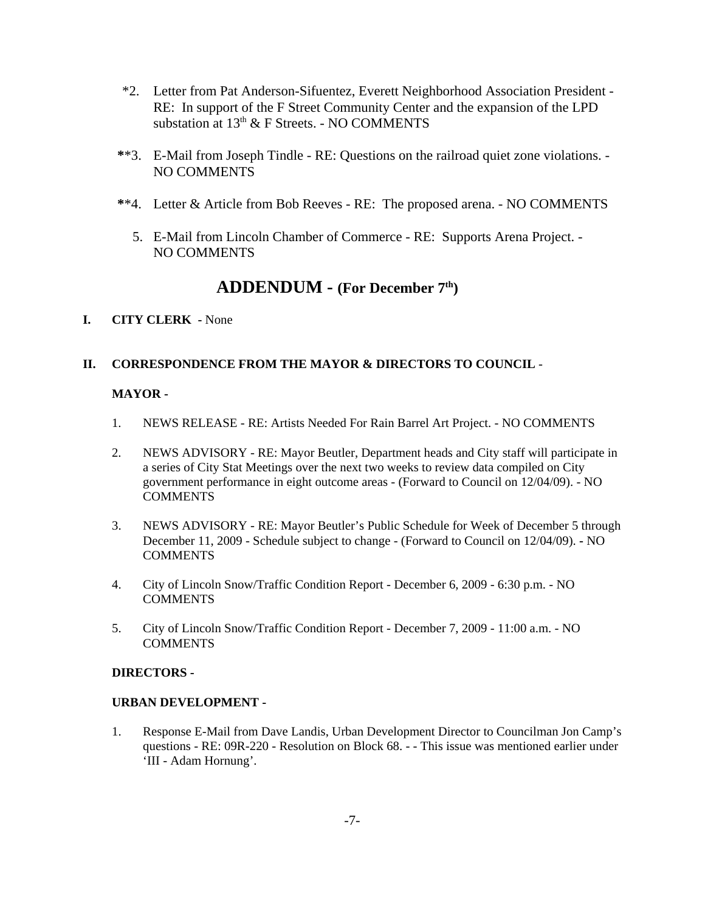*2. Letter from Pat Anderson-Sifuentez, Everett Neighborhood Association President - RE: In support of the F Street Community Center and the expansion of the LPD substation at 13th & F Streets. - NO COMMENTS

**3. E-Mail from Joseph Tindle - RE: Questions on the railroad quiet zone violations. - NO COMMENTS

**4. Letter & Article from Bob Reeves - RE: The proposed arena. - NO COMMENTS

5. E-Mail from Lincoln Chamber of Commerce - RE: Supports Arena Project. - NO COMMENTS

## ADDENDUM - (For December 7th)

**I. CITY CLERK** - None

**II. CORRESPONDENCE FROM THE MAYOR & DIRECTORS TO COUNCIL** -

**MAYOR -**

1. NEWS RELEASE - RE: Artists Needed For Rain Barrel Art Project. - NO COMMENTS

2. NEWS ADVISORY - RE: Mayor Beutler, Department heads and City staff will participate in a series of City Stat Meetings over the next two weeks to review data compiled on City government performance in eight outcome areas - (Forward to Council on 12/04/09). - NO COMMENTS

3. NEWS ADVISORY - RE: Mayor Beutler's Public Schedule for Week of December 5 through December 11, 2009 - Schedule subject to change - (Forward to Council on 12/04/09). - NO COMMENTS

4. City of Lincoln Snow/Traffic Condition Report - December 6, 2009 - 6:30 p.m. - NO COMMENTS

5. City of Lincoln Snow/Traffic Condition Report - December 7, 2009 - 11:00 a.m. - NO COMMENTS

**DIRECTORS -**

**URBAN DEVELOPMENT -**

1. Response E-Mail from Dave Landis, Urban Development Director to Councilman Jon Camp's questions - RE: 09R-220 - Resolution on Block 68. - - This issue was mentioned earlier under 'III - Adam Hornung'.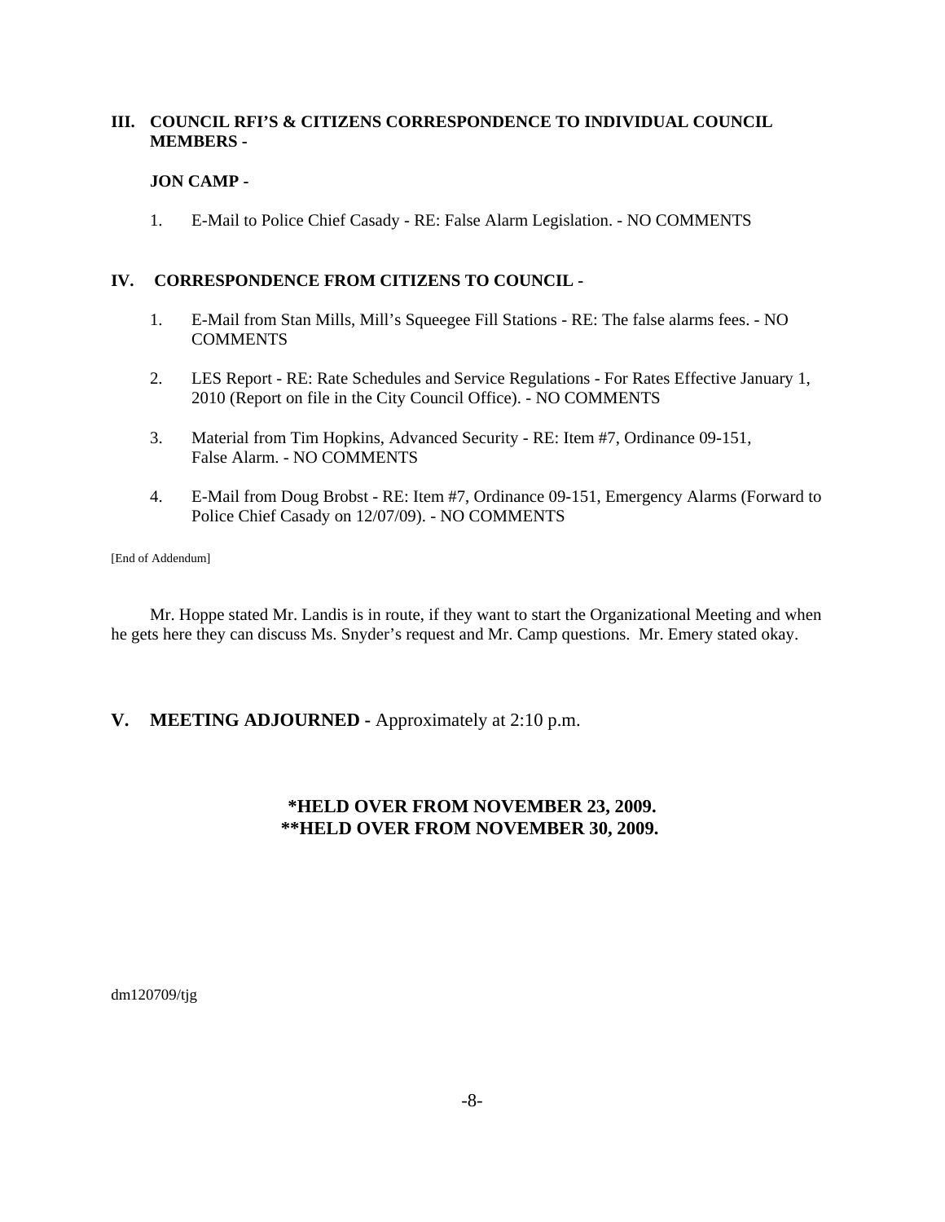## III. COUNCIL RFI'S & CITIZENS CORRESPONDENCE TO INDIVIDUAL COUNCIL MEMBERS -

**JON CAMP -**

1. E-Mail to Police Chief Casady - RE: False Alarm Legislation. - NO COMMENTS

## IV. CORRESPONDENCE FROM CITIZENS TO COUNCIL -

1. E-Mail from Stan Mills, Mill's Squeegee Fill Stations - RE: The false alarms fees. - NO COMMENTS

2. LES Report - RE: Rate Schedules and Service Regulations - For Rates Effective January 1, 2010 (Report on file in the City Council Office). - NO COMMENTS

3. Material from Tim Hopkins, Advanced Security - RE: Item #7, Ordinance 09-151, False Alarm. - NO COMMENTS

4. E-Mail from Doug Brobst - RE: Item #7, Ordinance 09-151, Emergency Alarms (Forward to Police Chief Casady on 12/07/09). - NO COMMENTS

[End of Addendum]

Mr. Hoppe stated Mr. Landis is in route, if they want to start the Organizational Meeting and when he gets here they can discuss Ms. Snyder's request and Mr. Camp questions. Mr. Emery stated okay.

## V. MEETING ADJOURNED - Approximately at 2:10 p.m.

**\*HELD OVER FROM NOVEMBER 23, 2009.**
**\*\*HELD OVER FROM NOVEMBER 30, 2009.**

dm120709/tjg